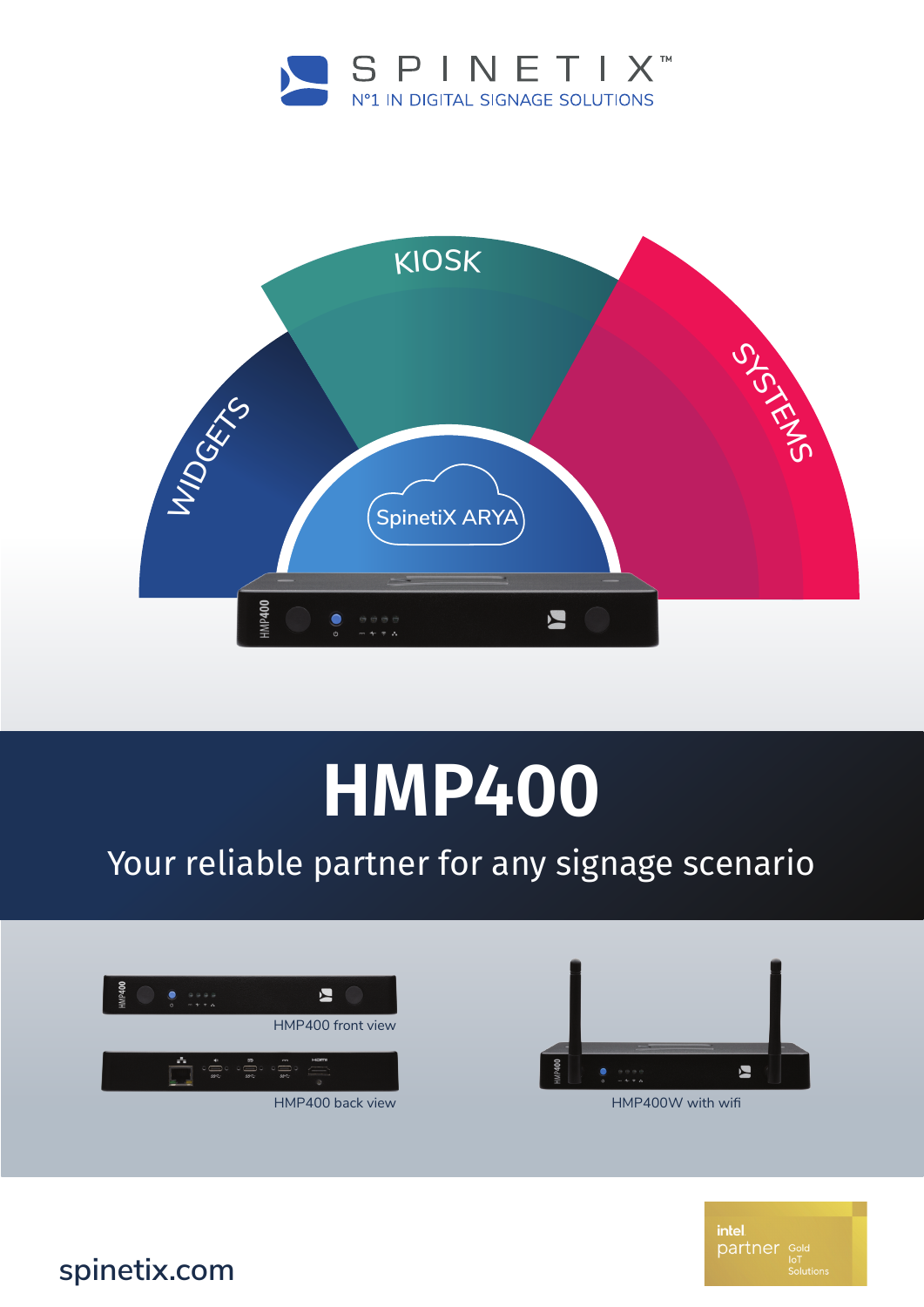SPINETIX™

N°1 IN DIGITAL SIGNAGE SOLUTIONS

KIOSK

WIDGETS

SYSTEMS

SpinetiX ARYA

# HMP400

## Your reliable partner for any signage scenario

HMP400 front view

HMP400 back view

HMP400W with wifi

spinetix.com

intel partner Gold IoT Solutions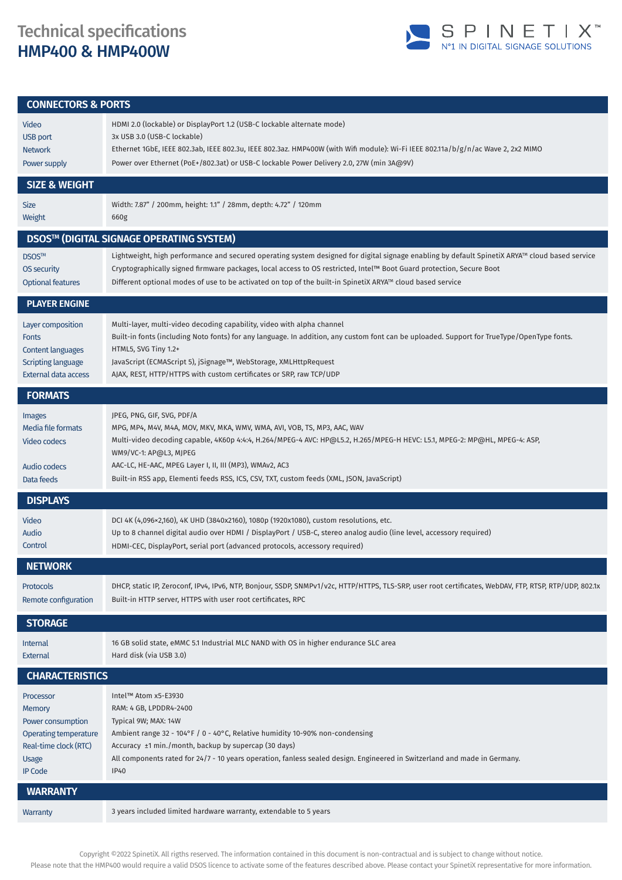# Technical specifications
## HMP400 & HMP400W

SPINETIX™
N°1 IN DIGITAL SIGNAGE SOLUTIONS

## CONNECTORS & PORTS

| | |
|---|---|
| Video | HDMI 2.0 (lockable) or DisplayPort 1.2 (USB-C lockable alternate mode) |
| USB port | 3x USB 3.0 (USB-C lockable) |
| Network | Ethernet 1GbE, IEEE 802.3ab, IEEE 802.3u, IEEE 802.3az. HMP400W (with Wifi module): Wi-Fi IEEE 802.11a/b/g/n/ac Wave 2, 2x2 MIMO |
| Power supply | Power over Ethernet (PoE+/802.3at) or USB-C lockable Power Delivery 2.0, 27W (min 3A@9V) |

## SIZE & WEIGHT

| | |
|---|---|
| Size | Width: 7.87" / 200mm, height: 1.1" / 28mm, depth: 4.72" / 120mm |
| Weight | 660g |

## DSOS™ (DIGITAL SIGNAGE OPERATING SYSTEM)

| | |
|---|---|
| DSOS™ | Lightweight, high performance and secured operating system designed for digital signage enabling by default SpinetiX ARYA™ cloud based service |
| OS security | Cryptographically signed firmware packages, local access to OS restricted, Intel™ Boot Guard protection, Secure Boot |
| Optional features | Different optional modes of use to be activated on top of the built-in SpinetiX ARYA™ cloud based service |

## PLAYER ENGINE

| | |
|---|---|
| Layer composition | Multi-layer, multi-video decoding capability, video with alpha channel |
| Fonts | Built-in fonts (including Noto fonts) for any language. In addition, any custom font can be uploaded. Support for TrueType/OpenType fonts. |
| Content languages | HTML5, SVG Tiny 1.2+ |
| Scripting language | JavaScript (ECMAScript 5), jSignage™, WebStorage, XMLHttpRequest |
| External data access | AJAX, REST, HTTP/HTTPS with custom certificates or SRP, raw TCP/UDP |

## FORMATS

| | |
|---|---|
| Images | JPEG, PNG, GIF, SVG, PDF/A |
| Media file formats | MPG, MP4, M4V, M4A, MOV, MKV, MKA, WMV, WMA, AVI, VOB, TS, MP3, AAC, WAV |
| Video codecs | Multi-video decoding capable, 4K60p 4:4:4, H.264/MPEG-4 AVC: HP@L5.2, H.265/MPEG-H HEVC: L5.1, MPEG-2: MP@HL, MPEG-4: ASP, WM9/VC-1: AP@L3, MJPEG |
| Audio codecs | AAC-LC, HE-AAC, MPEG Layer I, II, III (MP3), WMAv2, AC3 |
| Data feeds | Built-in RSS app, Elementi feeds RSS, ICS, CSV, TXT, custom feeds (XML, JSON, JavaScript) |

## DISPLAYS

| | |
|---|---|
| Video | DCI 4K (4,096×2,160), 4K UHD (3840x2160), 1080p (1920x1080), custom resolutions, etc. |
| Audio | Up to 8 channel digital audio over HDMI / DisplayPort / USB-C, stereo analog audio (line level, accessory required) |
| Control | HDMI-CEC, DisplayPort, serial port (advanced protocols, accessory required) |

## NETWORK

| | |
|---|---|
| Protocols | DHCP, static IP, Zeroconf, IPv4, IPv6, NTP, Bonjour, SSDP, SNMPv1/v2c, HTTP/HTTPS, TLS-SRP, user root certificates, WebDAV, FTP, RTSP, RTP/UDP, 802.1x |
| Remote configuration | Built-in HTTP server, HTTPS with user root certificates, RPC |

## STORAGE

| | |
|---|---|
| Internal | 16 GB solid state, eMMC 5.1 Industrial MLC NAND with OS in higher endurance SLC area |
| External | Hard disk (via USB 3.0) |

## CHARACTERISTICS

| | |
|---|---|
| Processor | Intel™ Atom x5-E3930 |
| Memory | RAM: 4 GB, LPDDR4-2400 |
| Power consumption | Typical 9W; MAX: 14W |
| Operating temperature | Ambient range 32 - 104°F / 0 - 40°C, Relative humidity 10-90% non-condensing |
| Real-time clock (RTC) | Accuracy ±1 min./month, backup by supercap (30 days) |
| Usage | All components rated for 24/7 - 10 years operation, fanless sealed design. Engineered in Switzerland and made in Germany. |
| IP Code | IP40 |

## WARRANTY

| | |
|---|---|
| Warranty | 3 years included limited hardware warranty, extendable to 5 years |

Copyright ©2022 SpinetiX. All rigths reserved. The information contained in this document is non-contractual and is subject to change without notice.
Please note that the HMP400 would require a valid DSOS licence to activate some of the features described above. Please contact your SpinetiX representative for more information.